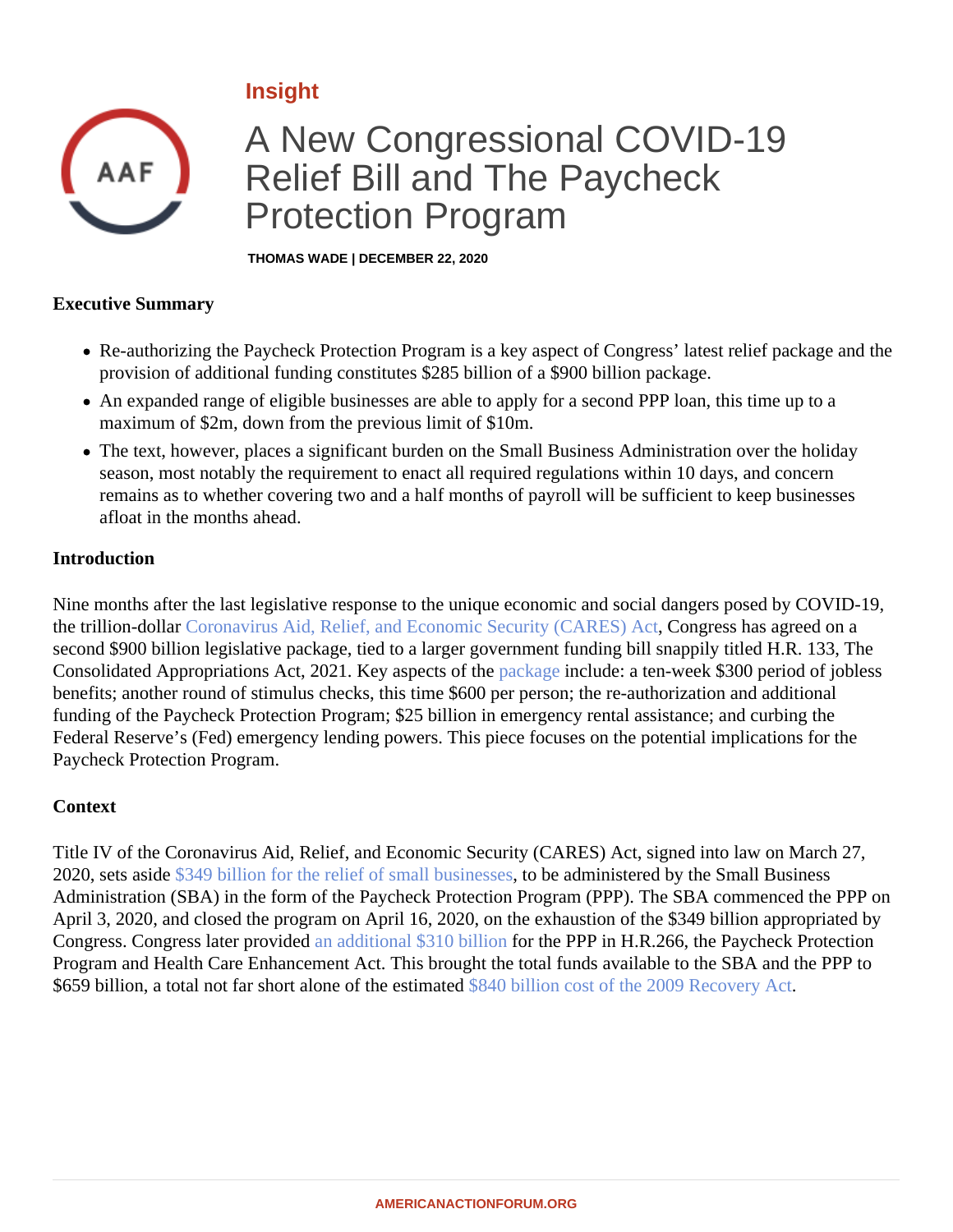Insight

# A New Congressional COVID-19 Relief Bill and The Paycheck Protection Program

**THOMAS WADE | DECEMBER 22, 2020**

**Executive Summary**

- Re-authorizing the Paycheck Protection Program is a key aspect of Congress' latest relief package and the provision of additional funding constitutes $285 billion of a $900 billion package.
- An expanded range of eligible businesses are able to apply for a second PPP loan, this time up to a maximum of $2m, down from the previous limit of $10m.
- The text, however, places a significant burden on the Small Business Administration over the holiday season, most notably the requirement to enact all required regulations within 10 days, and concern remains as to whether covering two and a half months of payroll will be sufficient to keep businesses afloat in the months ahead.

**Introduction**

Nine months after the last legislative response to the unique economic and social dangers posed by COVID-19, the trillion-dollar Coronavirus Aid, Relief, and Economic Security (CARES) Act, Congress has agreed on a second $900 billion legislative package, tied to a larger government funding bill snappily titled H.R. 133, The Consolidated Appropriations Act, 2021. Key aspects of the package include: a ten-week $300 period of jobless benefits; another round of stimulus checks, this time $600 per person; the re-authorization and additional funding of the Paycheck Protection Program; $25 billion in emergency rental assistance; and curbing the Federal Reserve's (Fed) emergency lending powers. This piece focuses on the potential implications for the Paycheck Protection Program.

**Context**

Title IV of the Coronavirus Aid, Relief, and Economic Security (CARES) Act, signed into law on March 27, 2020, sets aside $349 billion for the relief of small businesses, to be administered by the Small Business Administration (SBA) in the form of the Paycheck Protection Program (PPP). The SBA commenced the PPP on April 3, 2020, and closed the program on April 16, 2020, on the exhaustion of the $349 billion appropriated by Congress. Congress later provided an additional $310 billion for the PPP in H.R.266, the Paycheck Protection Program and Health Care Enhancement Act. This brought the total funds available to the SBA and the PPP to $659 billion, a total not far short alone of the estimated $840 billion cost of the 2009 Recovery Act.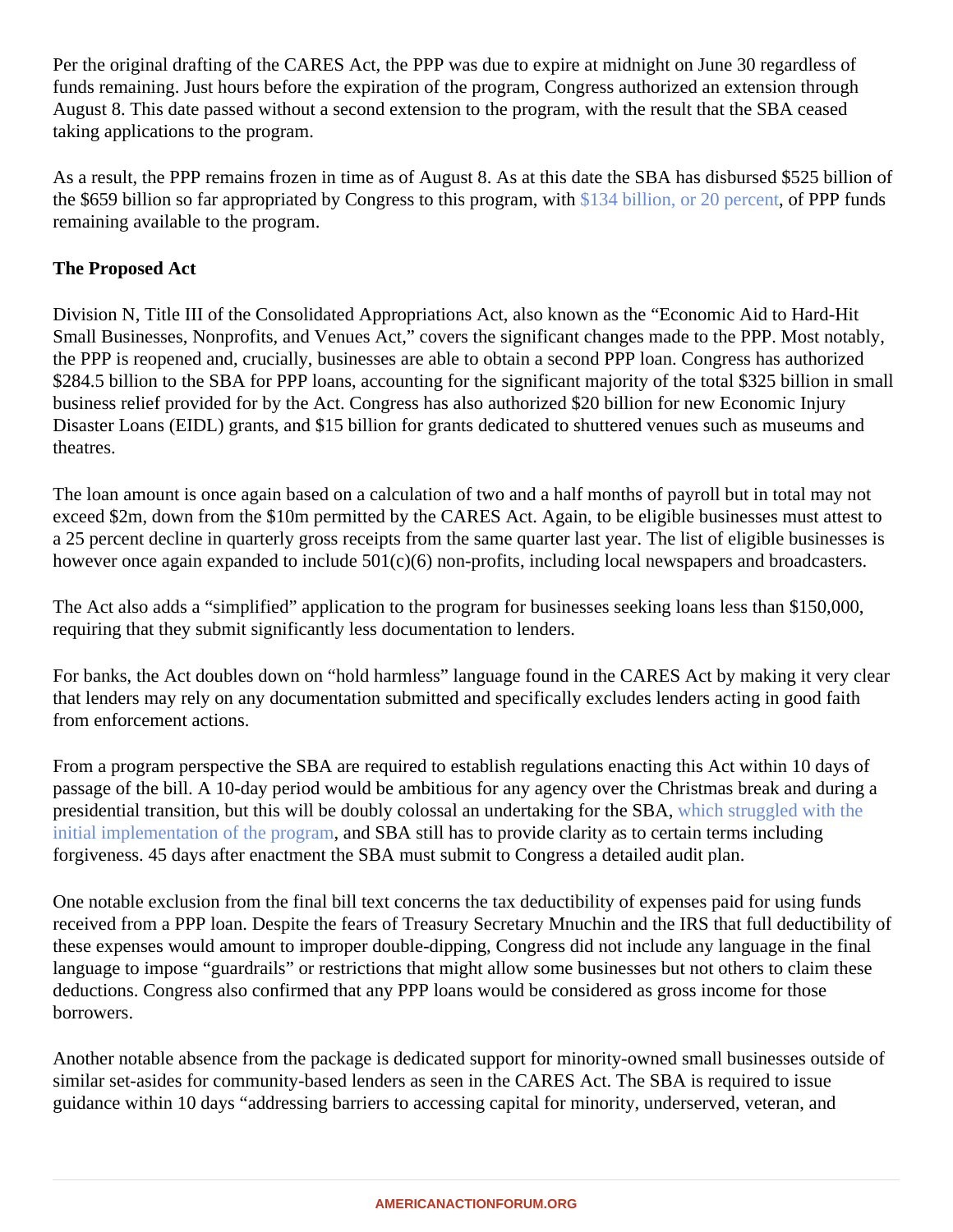Per the original drafting of the CARES Act, the PPP was due to expire at midnight on June 30 regardless of funds remaining. Just hours before the expiration of the program, Congress authorized an extension through August 8. This date passed without a second extension to the program, with the result that the SBA ceased taking applications to the program.

As a result, the PPP remains frozen in time as of August 8. As at this date the SBA has disbursed $525 billion of the $659 billion so far appropriated by Congress to this program, with $134 billion, or 20 percent, of PPP funds remaining available to the program.

**The Proposed Act**

Division N, Title III of the Consolidated Appropriations Act, also known as the "Economic Aid to Hard-Hit Small Businesses, Nonprofits, and Venues Act," covers the significant changes made to the PPP. Most notably, the PPP is reopened and, crucially, businesses are able to obtain a second PPP loan. Congress has authorized $284.5 billion to the SBA for PPP loans, accounting for the significant majority of the total $325 billion in small business relief provided for by the Act. Congress has also authorized $20 billion for new Economic Injury Disaster Loans (EIDL) grants, and $15 billion for grants dedicated to shuttered venues such as museums and theatres.

The loan amount is once again based on a calculation of two and a half months of payroll but in total may not exceed $2m, down from the $10m permitted by the CARES Act. Again, to be eligible businesses must attest to a 25 percent decline in quarterly gross receipts from the same quarter last year. The list of eligible businesses is however once again expanded to include 501(c)(6) non-profits, including local newspapers and broadcasters.

The Act also adds a "simplified" application to the program for businesses seeking loans less than $150,000, requiring that they submit significantly less documentation to lenders.

For banks, the Act doubles down on "hold harmless" language found in the CARES Act by making it very clear that lenders may rely on any documentation submitted and specifically excludes lenders acting in good faith from enforcement actions.

From a program perspective the SBA are required to establish regulations enacting this Act within 10 days of passage of the bill. A 10-day period would be ambitious for any agency over the Christmas break and during a presidential transition, but this will be doubly colossal an undertaking for the SBA, which struggled with the initial implementation of the program, and SBA still has to provide clarity as to certain terms including forgiveness. 45 days after enactment the SBA must submit to Congress a detailed audit plan.

One notable exclusion from the final bill text concerns the tax deductibility of expenses paid for using funds received from a PPP loan. Despite the fears of Treasury Secretary Mnuchin and the IRS that full deductibility of these expenses would amount to improper double-dipping, Congress did not include any language in the final language to impose "guardrails" or restrictions that might allow some businesses but not others to claim these deductions. Congress also confirmed that any PPP loans would be considered as gross income for those borrowers.

Another notable absence from the package is dedicated support for minority-owned small businesses outside of similar set-asides for community-based lenders as seen in the CARES Act. The SBA is required to issue guidance within 10 days "addressing barriers to accessing capital for minority, underserved, veteran, and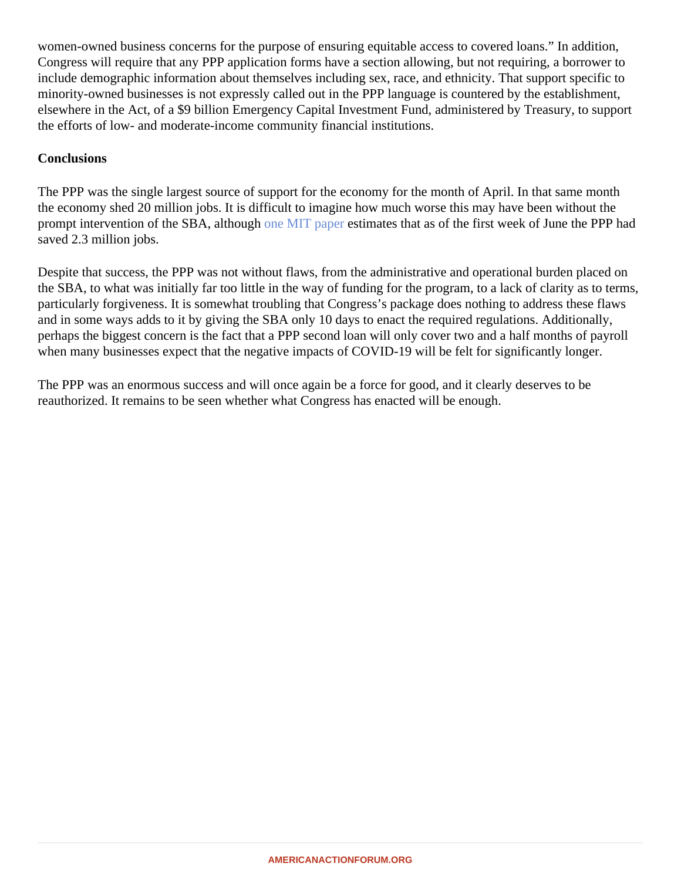women-owned business concerns for the purpose of ensuring equitable access to covered loans." In addition, Congress will require that any PPP application forms have a section allowing, but not requiring, a borrower to include demographic information about themselves including sex, race, and ethnicity. That support specific to minority-owned businesses is not expressly called out in the PPP language is countered by the establishment, elsewhere in the Act, of a $9 billion Emergency Capital Investment Fund, administered by Treasury, to support the efforts of low- and moderate-income community financial institutions.

**Conclusions**

The PPP was the single largest source of support for the economy for the month of April. In that same month the economy shed 20 million jobs. It is difficult to imagine how much worse this may have been without the prompt intervention of the SBA, although one MIT paper estimates that as of the first week of June the PPP had saved 2.3 million jobs.

Despite that success, the PPP was not without flaws, from the administrative and operational burden placed on the SBA, to what was initially far too little in the way of funding for the program, to a lack of clarity as to terms, particularly forgiveness. It is somewhat troubling that Congress's package does nothing to address these flaws and in some ways adds to it by giving the SBA only 10 days to enact the required regulations. Additionally, perhaps the biggest concern is the fact that a PPP second loan will only cover two and a half months of payroll when many businesses expect that the negative impacts of COVID-19 will be felt for significantly longer.

The PPP was an enormous success and will once again be a force for good, and it clearly deserves to be reauthorized. It remains to be seen whether what Congress has enacted will be enough.